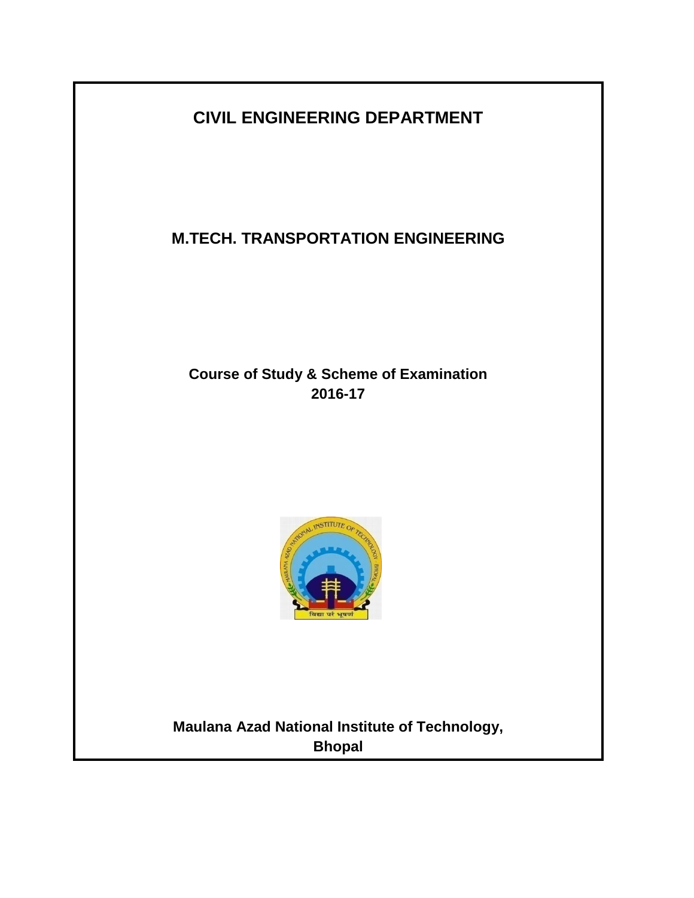# CIVIL ENGINEERING DEPARTMENT

## M.TECH. TRANSPORTATION ENGINEERING

**Course of Study & Scheme of Examination**
**2016-17**

**Maulana Azad National Institute of Technology,**
**Bhopal**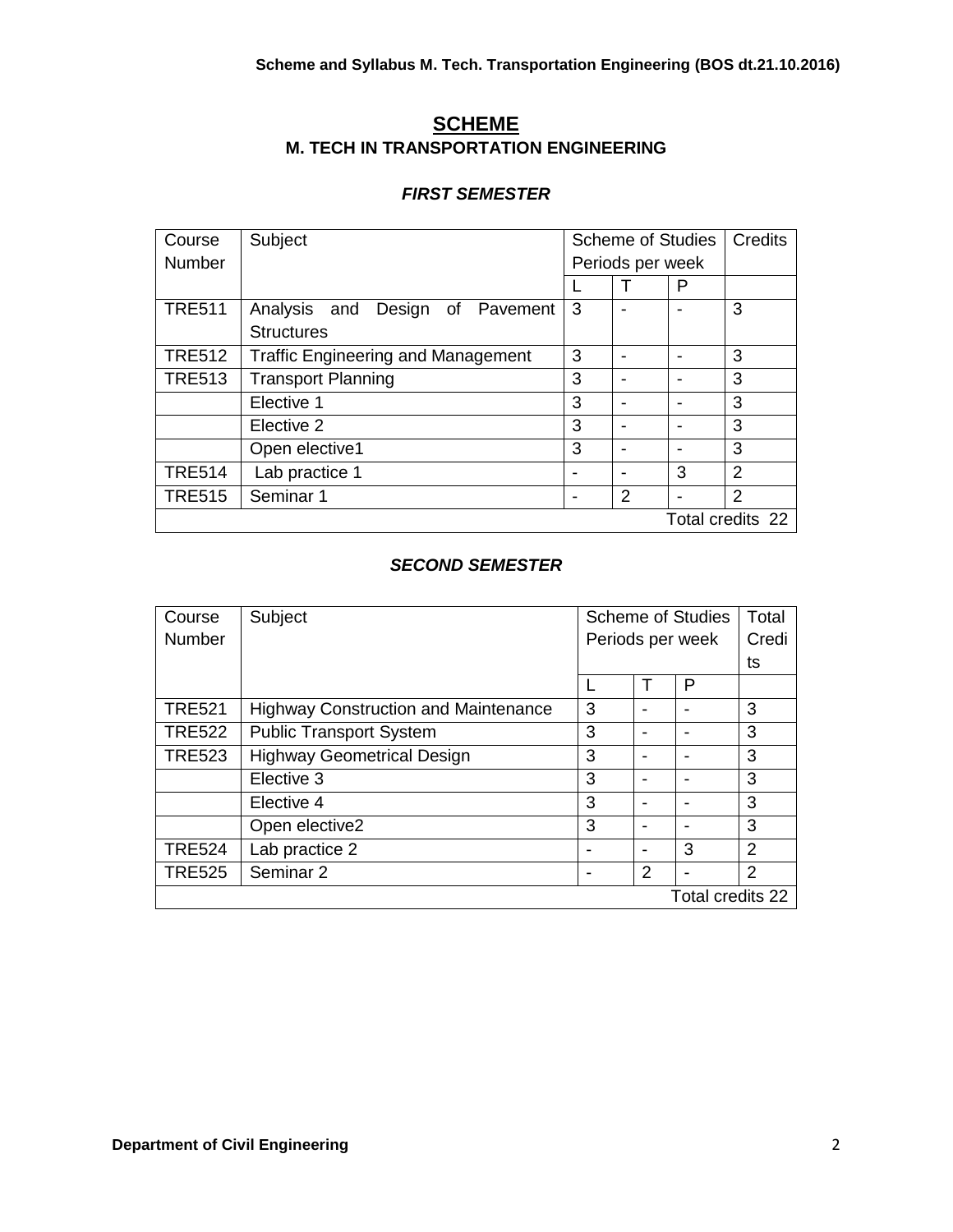# SCHEME

## M. TECH IN TRANSPORTATION ENGINEERING

### *FIRST SEMESTER*

| Course Number | Subject | Scheme of Studies Periods per week | | | Credits |
|---|---|---|---|---|---|
| | | L | T | P | |
| TRE511 | Analysis and Design of Pavement Structures | 3 | - | - | 3 |
| TRE512 | Traffic Engineering and Management | 3 | - | - | 3 |
| TRE513 | Transport Planning | 3 | - | - | 3 |
| | Elective 1 | 3 | - | - | 3 |
| | Elective 2 | 3 | - | - | 3 |
| | Open elective1 | 3 | - | - | 3 |
| TRE514 | Lab practice 1 | - | - | 3 | 2 |
| TRE515 | Seminar 1 | - | 2 | - | 2 |
| | | | | | Total credits 22 |

### *SECOND SEMESTER*

| Course Number | Subject | Scheme of Studies Periods per week | | | Total Credits |
|---|---|---|---|---|---|
| | | L | T | P | |
| TRE521 | Highway Construction and Maintenance | 3 | - | - | 3 |
| TRE522 | Public Transport System | 3 | - | - | 3 |
| TRE523 | Highway Geometrical Design | 3 | - | - | 3 |
| | Elective 3 | 3 | - | - | 3 |
| | Elective 4 | 3 | - | - | 3 |
| | Open elective2 | 3 | - | - | 3 |
| TRE524 | Lab practice 2 | - | - | 3 | 2 |
| TRE525 | Seminar 2 | - | 2 | - | 2 |
| | | | | | Total credits 22 |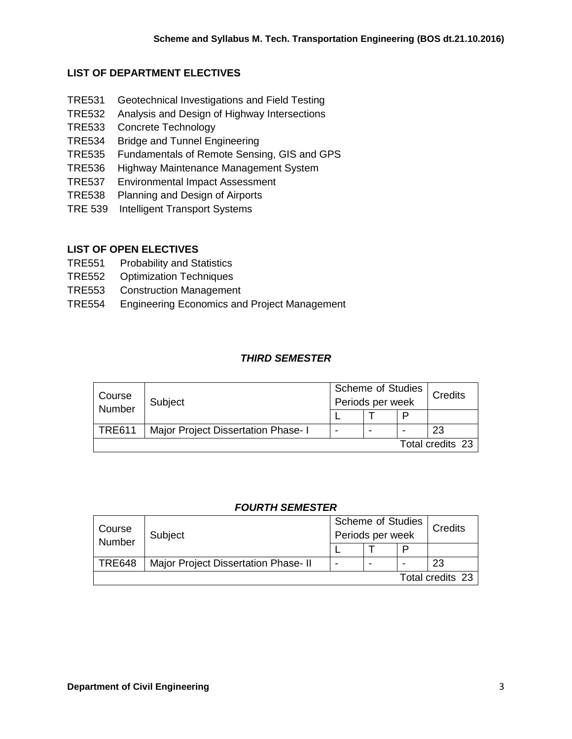## LIST OF DEPARTMENT ELECTIVES

- TRE531 Geotechnical Investigations and Field Testing
- TRE532 Analysis and Design of Highway Intersections
- TRE533 Concrete Technology
- TRE534 Bridge and Tunnel Engineering
- TRE535 Fundamentals of Remote Sensing, GIS and GPS
- TRE536 Highway Maintenance Management System
- TRE537 Environmental Impact Assessment
- TRE538 Planning and Design of Airports
- TRE 539 Intelligent Transport Systems

## LIST OF OPEN ELECTIVES

- TRE551 Probability and Statistics
- TRE552 Optimization Techniques
- TRE553 Construction Management
- TRE554 Engineering Economics and Project Management

### *THIRD SEMESTER*

| Course Number | Subject | Scheme of Studies Periods per week | | | Credits |
|---|---|---|---|---|---|
| | | L | T | P | |
| TRE611 | Major Project Dissertation Phase- I | - | - | - | 23 |
| | | | | | Total credits 23 |

### *FOURTH SEMESTER*

| Course Number | Subject | Scheme of Studies Periods per week | | | Credits |
|---|---|---|---|---|---|
| | | L | T | P | |
| TRE648 | Major Project Dissertation Phase- II | - | - | - | 23 |
| | | | | | Total credits 23 |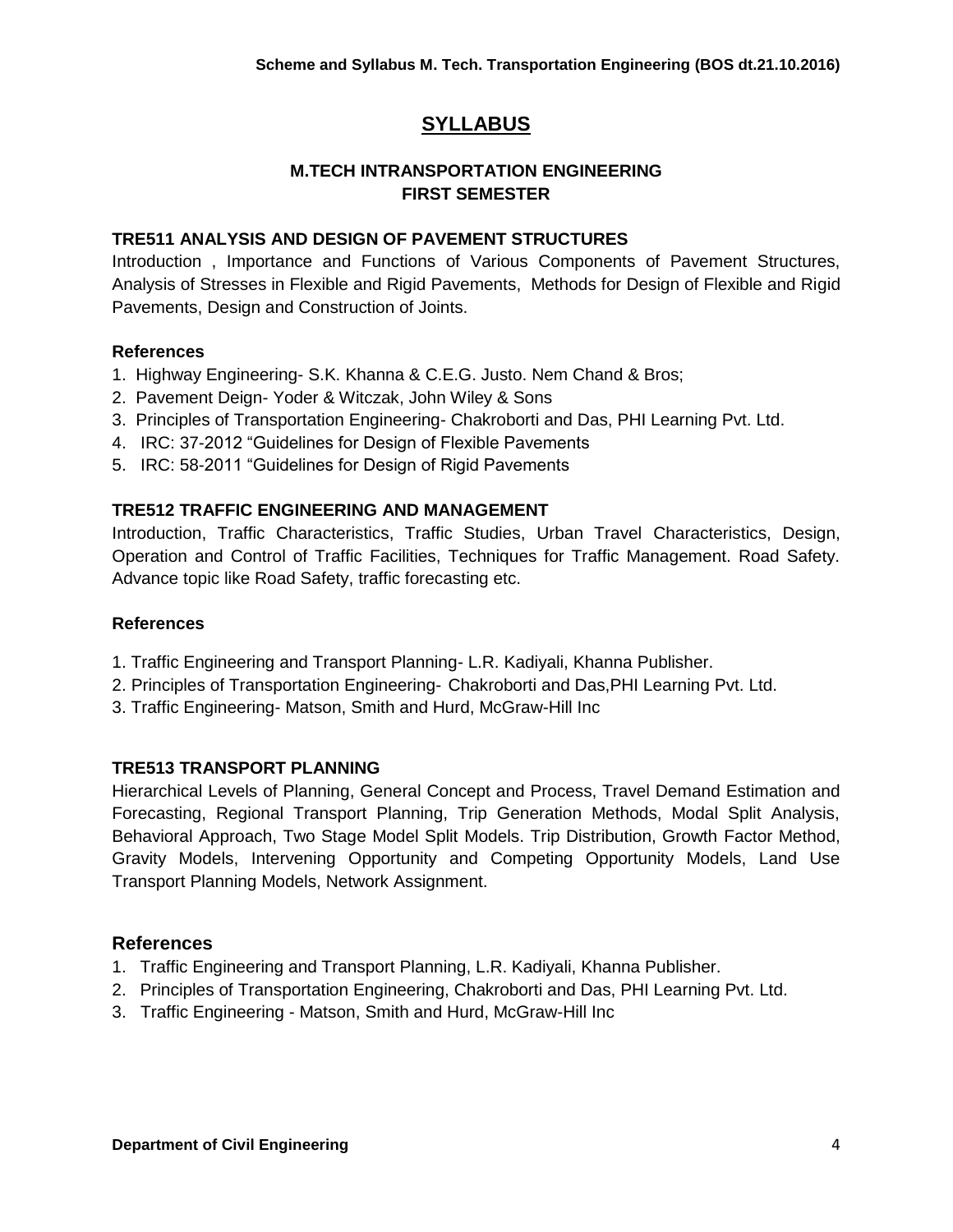# SYLLABUS

## M.TECH INTRANSPORTATION ENGINEERING
## FIRST SEMESTER

### TRE511 ANALYSIS AND DESIGN OF PAVEMENT STRUCTURES

Introduction , Importance and Functions of Various Components of Pavement Structures, Analysis of Stresses in Flexible and Rigid Pavements, Methods for Design of Flexible and Rigid Pavements, Design and Construction of Joints.

**References**

1. Highway Engineering- S.K. Khanna & C.E.G. Justo. Nem Chand & Bros;
2. Pavement Deign- Yoder & Witczak, John Wiley & Sons
3. Principles of Transportation Engineering- Chakroborti and Das, PHI Learning Pvt. Ltd.
4. IRC: 37-2012 "Guidelines for Design of Flexible Pavements
5. IRC: 58-2011 "Guidelines for Design of Rigid Pavements

### TRE512 TRAFFIC ENGINEERING AND MANAGEMENT

Introduction, Traffic Characteristics, Traffic Studies, Urban Travel Characteristics, Design, Operation and Control of Traffic Facilities, Techniques for Traffic Management. Road Safety. Advance topic like Road Safety, traffic forecasting etc.

**References**

1. Traffic Engineering and Transport Planning- L.R. Kadiyali, Khanna Publisher.
2. Principles of Transportation Engineering- Chakroborti and Das,PHI Learning Pvt. Ltd.
3. Traffic Engineering- Matson, Smith and Hurd, McGraw-Hill Inc

### TRE513 TRANSPORT PLANNING

Hierarchical Levels of Planning, General Concept and Process, Travel Demand Estimation and Forecasting, Regional Transport Planning, Trip Generation Methods, Modal Split Analysis, Behavioral Approach, Two Stage Model Split Models. Trip Distribution, Growth Factor Method, Gravity Models, Intervening Opportunity and Competing Opportunity Models, Land Use Transport Planning Models, Network Assignment.

**References**

1. Traffic Engineering and Transport Planning, L.R. Kadiyali, Khanna Publisher.
2. Principles of Transportation Engineering, Chakroborti and Das, PHI Learning Pvt. Ltd.
3. Traffic Engineering - Matson, Smith and Hurd, McGraw-Hill Inc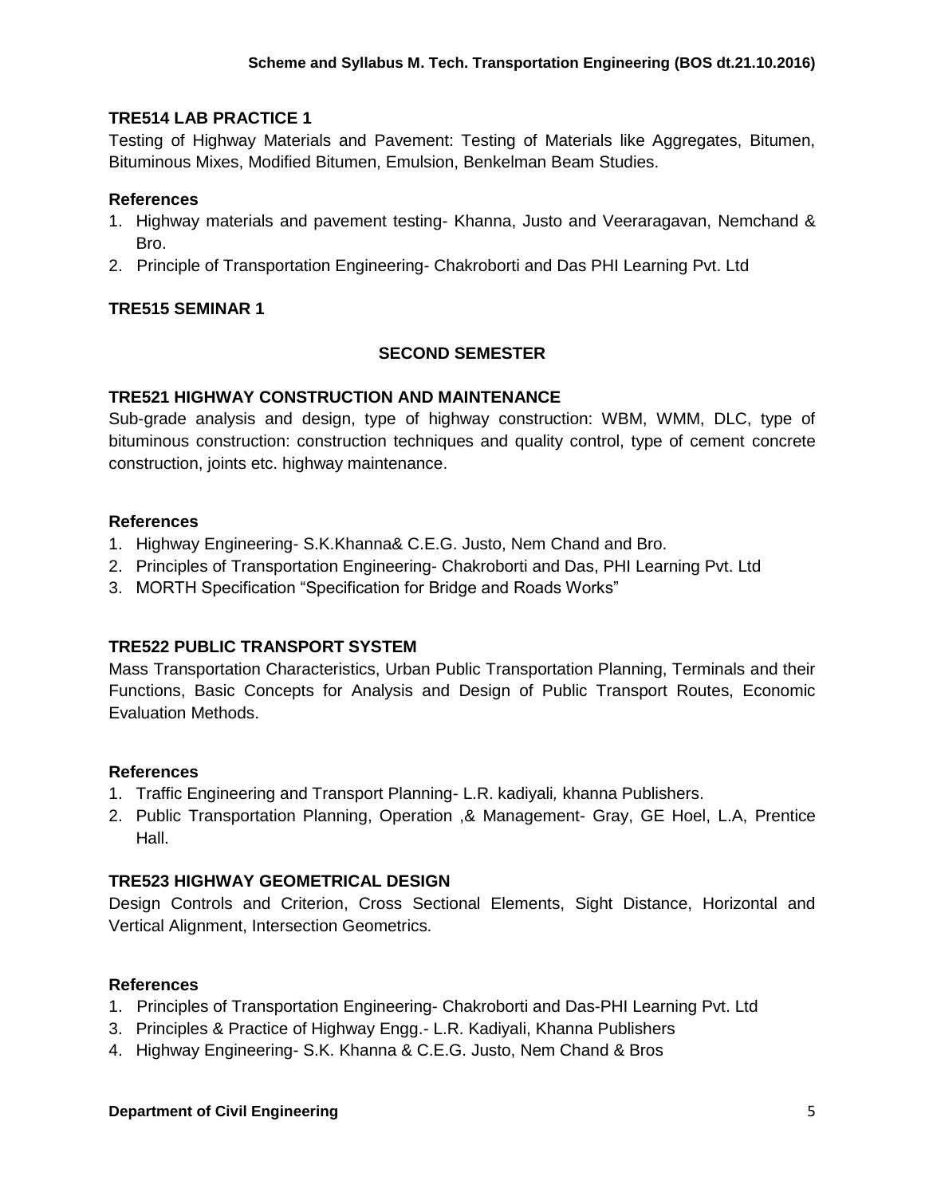### TRE514 LAB PRACTICE 1

Testing of Highway Materials and Pavement: Testing of Materials like Aggregates, Bitumen, Bituminous Mixes, Modified Bitumen, Emulsion, Benkelman Beam Studies.

**References**

1. Highway materials and pavement testing- Khanna, Justo and Veeraragavan, Nemchand & Bro.
2. Principle of Transportation Engineering- Chakroborti and Das PHI Learning Pvt. Ltd

### TRE515 SEMINAR 1

## SECOND SEMESTER

### TRE521 HIGHWAY CONSTRUCTION AND MAINTENANCE

Sub-grade analysis and design, type of highway construction: WBM, WMM, DLC, type of bituminous construction: construction techniques and quality control, type of cement concrete construction, joints etc. highway maintenance.

**References**

1. Highway Engineering- S.K.Khanna& C.E.G. Justo, Nem Chand and Bro.
2. Principles of Transportation Engineering- Chakroborti and Das, PHI Learning Pvt. Ltd
3. MORTH Specification "Specification for Bridge and Roads Works"

### TRE522 PUBLIC TRANSPORT SYSTEM

Mass Transportation Characteristics, Urban Public Transportation Planning, Terminals and their Functions, Basic Concepts for Analysis and Design of Public Transport Routes, Economic Evaluation Methods.

**References**

1. Traffic Engineering and Transport Planning- L.R. kadiyali, khanna Publishers.
2. Public Transportation Planning, Operation ,& Management- Gray, GE Hoel, L.A, Prentice Hall.

### TRE523 HIGHWAY GEOMETRICAL DESIGN

Design Controls and Criterion, Cross Sectional Elements, Sight Distance, Horizontal and Vertical Alignment, Intersection Geometrics.

**References**

1. Principles of Transportation Engineering- Chakroborti and Das-PHI Learning Pvt. Ltd
3. Principles & Practice of Highway Engg.- L.R. Kadiyali, Khanna Publishers
4. Highway Engineering- S.K. Khanna & C.E.G. Justo, Nem Chand & Bros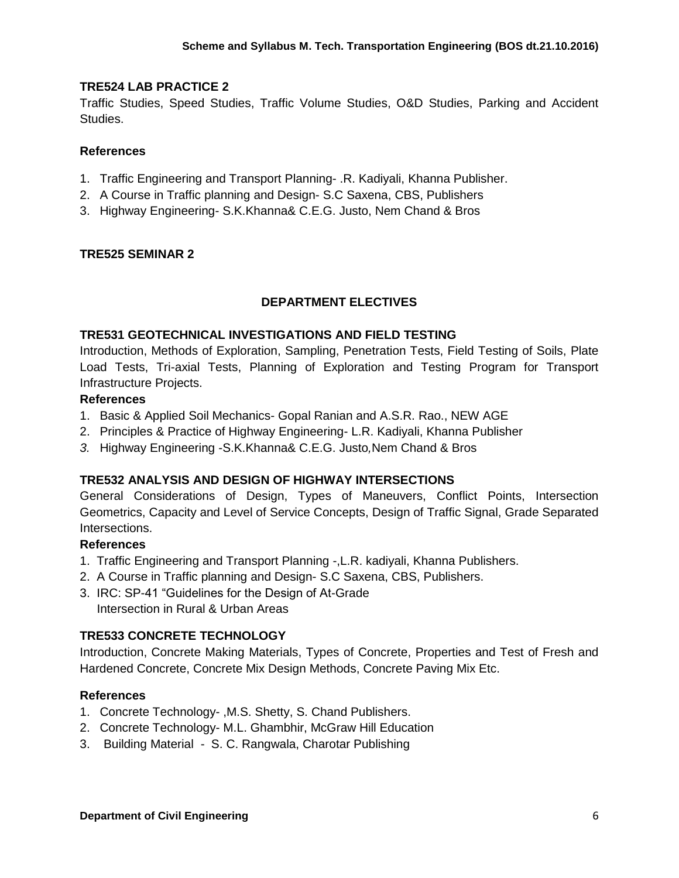### TRE524 LAB PRACTICE 2

Traffic Studies, Speed Studies, Traffic Volume Studies, O&D Studies, Parking and Accident Studies.

**References**

1. Traffic Engineering and Transport Planning- .R. Kadiyali, Khanna Publisher.
2. A Course in Traffic planning and Design- S.C Saxena, CBS, Publishers
3. Highway Engineering- S.K.Khanna& C.E.G. Justo, Nem Chand & Bros

### TRE525 SEMINAR 2

## DEPARTMENT ELECTIVES

### TRE531 GEOTECHNICAL INVESTIGATIONS AND FIELD TESTING

Introduction, Methods of Exploration, Sampling, Penetration Tests, Field Testing of Soils, Plate Load Tests, Tri-axial Tests, Planning of Exploration and Testing Program for Transport Infrastructure Projects.

**References**

1. Basic & Applied Soil Mechanics- Gopal Ranian and A.S.R. Rao., NEW AGE
2. Principles & Practice of Highway Engineering- L.R. Kadiyali, Khanna Publisher
3. Highway Engineering -S.K.Khanna& C.E.G. Justo,Nem Chand & Bros

### TRE532 ANALYSIS AND DESIGN OF HIGHWAY INTERSECTIONS

General Considerations of Design, Types of Maneuvers, Conflict Points, Intersection Geometrics, Capacity and Level of Service Concepts, Design of Traffic Signal, Grade Separated Intersections.

**References**

1. Traffic Engineering and Transport Planning -,L.R. kadiyali, Khanna Publishers.
2. A Course in Traffic planning and Design- S.C Saxena, CBS, Publishers.
3. IRC: SP-41 “Guidelines for the Design of At-Grade Intersection in Rural & Urban Areas

### TRE533 CONCRETE TECHNOLOGY

Introduction, Concrete Making Materials, Types of Concrete, Properties and Test of Fresh and Hardened Concrete, Concrete Mix Design Methods, Concrete Paving Mix Etc.

**References**

1. Concrete Technology- ,M.S. Shetty, S. Chand Publishers.
2. Concrete Technology- M.L. Ghambhir, McGraw Hill Education
3. Building Material - S. C. Rangwala, Charotar Publishing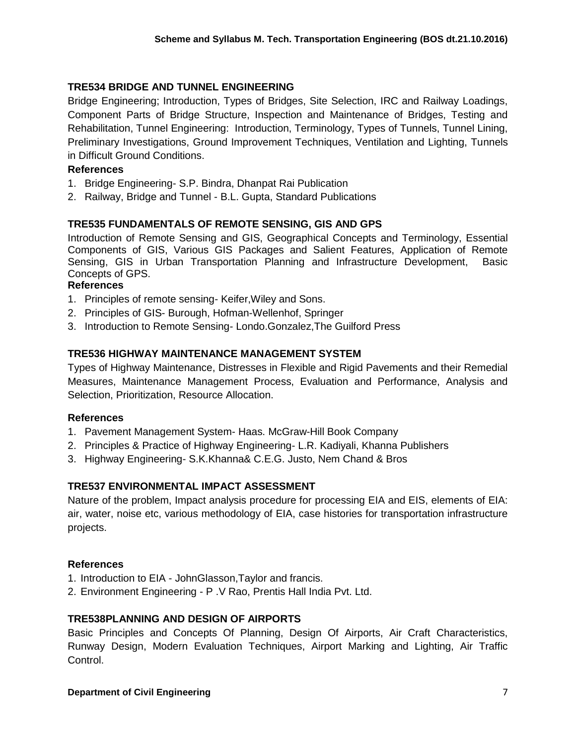### TRE534 BRIDGE AND TUNNEL ENGINEERING

Bridge Engineering; Introduction, Types of Bridges, Site Selection, IRC and Railway Loadings, Component Parts of Bridge Structure, Inspection and Maintenance of Bridges, Testing and Rehabilitation, Tunnel Engineering: Introduction, Terminology, Types of Tunnels, Tunnel Lining, Preliminary Investigations, Ground Improvement Techniques, Ventilation and Lighting, Tunnels in Difficult Ground Conditions.

**References**

1. Bridge Engineering- S.P. Bindra, Dhanpat Rai Publication
2. Railway, Bridge and Tunnel - B.L. Gupta, Standard Publications

### TRE535 FUNDAMENTALS OF REMOTE SENSING, GIS AND GPS

Introduction of Remote Sensing and GIS, Geographical Concepts and Terminology, Essential Components of GIS, Various GIS Packages and Salient Features, Application of Remote Sensing, GIS in Urban Transportation Planning and Infrastructure Development, Basic Concepts of GPS.

**References**

1. Principles of remote sensing- Keifer,Wiley and Sons.
2. Principles of GIS- Burough, Hofman-Wellenhof, Springer
3. Introduction to Remote Sensing- Londo.Gonzalez,The Guilford Press

### TRE536 HIGHWAY MAINTENANCE MANAGEMENT SYSTEM

Types of Highway Maintenance, Distresses in Flexible and Rigid Pavements and their Remedial Measures, Maintenance Management Process, Evaluation and Performance, Analysis and Selection, Prioritization, Resource Allocation.

**References**

1. Pavement Management System- Haas. McGraw-Hill Book Company
2. Principles & Practice of Highway Engineering- L.R. Kadiyali, Khanna Publishers
3. Highway Engineering- S.K.Khanna& C.E.G. Justo, Nem Chand & Bros

### TRE537 ENVIRONMENTAL IMPACT ASSESSMENT

Nature of the problem, Impact analysis procedure for processing EIA and EIS, elements of EIA: air, water, noise etc, various methodology of EIA, case histories for transportation infrastructure projects.

**References**

1. Introduction to EIA - JohnGlasson,Taylor and francis.
2. Environment Engineering - P .V Rao, Prentis Hall India Pvt. Ltd.

### TRE538PLANNING AND DESIGN OF AIRPORTS

Basic Principles and Concepts Of Planning, Design Of Airports, Air Craft Characteristics, Runway Design, Modern Evaluation Techniques, Airport Marking and Lighting, Air Traffic Control.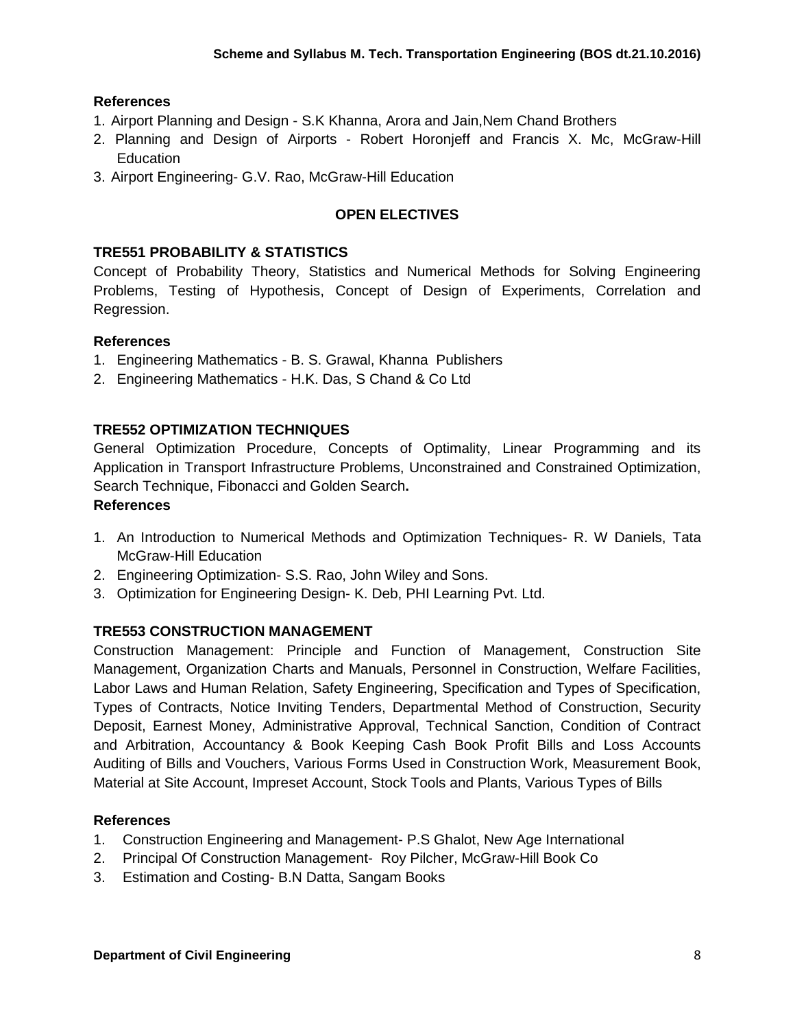**References**

1. Airport Planning and Design - S.K Khanna, Arora and Jain,Nem Chand Brothers
2. Planning and Design of Airports - Robert Horonjeff and Francis X. Mc, McGraw-Hill Education
3. Airport Engineering- G.V. Rao, McGraw-Hill Education

## OPEN ELECTIVES

### TRE551 PROBABILITY & STATISTICS

Concept of Probability Theory, Statistics and Numerical Methods for Solving Engineering Problems, Testing of Hypothesis, Concept of Design of Experiments, Correlation and Regression.

**References**

1. Engineering Mathematics - B. S. Grawal, Khanna Publishers
2. Engineering Mathematics - H.K. Das, S Chand & Co Ltd

### TRE552 OPTIMIZATION TECHNIQUES

General Optimization Procedure, Concepts of Optimality, Linear Programming and its Application in Transport Infrastructure Problems, Unconstrained and Constrained Optimization, Search Technique, Fibonacci and Golden Search**.**

**References**

1. An Introduction to Numerical Methods and Optimization Techniques- R. W Daniels, Tata McGraw-Hill Education
2. Engineering Optimization- S.S. Rao, John Wiley and Sons.
3. Optimization for Engineering Design- K. Deb, PHI Learning Pvt. Ltd.

### TRE553 CONSTRUCTION MANAGEMENT

Construction Management: Principle and Function of Management, Construction Site Management, Organization Charts and Manuals, Personnel in Construction, Welfare Facilities, Labor Laws and Human Relation, Safety Engineering, Specification and Types of Specification, Types of Contracts, Notice Inviting Tenders, Departmental Method of Construction, Security Deposit, Earnest Money, Administrative Approval, Technical Sanction, Condition of Contract and Arbitration, Accountancy & Book Keeping Cash Book Profit Bills and Loss Accounts Auditing of Bills and Vouchers, Various Forms Used in Construction Work, Measurement Book, Material at Site Account, Impreset Account, Stock Tools and Plants, Various Types of Bills

**References**

1. Construction Engineering and Management- P.S Ghalot, New Age International
2. Principal Of Construction Management- Roy Pilcher, McGraw-Hill Book Co
3. Estimation and Costing- B.N Datta, Sangam Books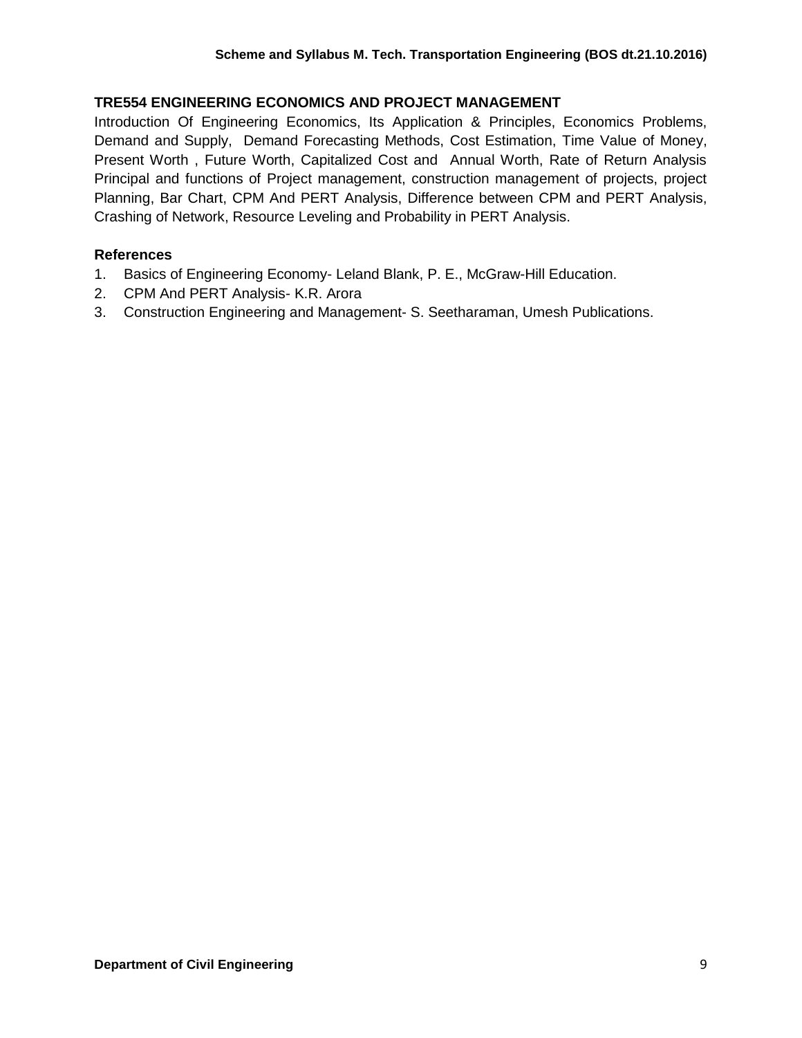## TRE554 ENGINEERING ECONOMICS AND PROJECT MANAGEMENT

Introduction Of Engineering Economics, Its Application & Principles, Economics Problems, Demand and Supply, Demand Forecasting Methods, Cost Estimation, Time Value of Money, Present Worth , Future Worth, Capitalized Cost and Annual Worth, Rate of Return Analysis Principal and functions of Project management, construction management of projects, project Planning, Bar Chart, CPM And PERT Analysis, Difference between CPM and PERT Analysis, Crashing of Network, Resource Leveling and Probability in PERT Analysis.

### References

1. Basics of Engineering Economy- Leland Blank, P. E., McGraw-Hill Education.
2. CPM And PERT Analysis- K.R. Arora
3. Construction Engineering and Management- S. Seetharaman, Umesh Publications.